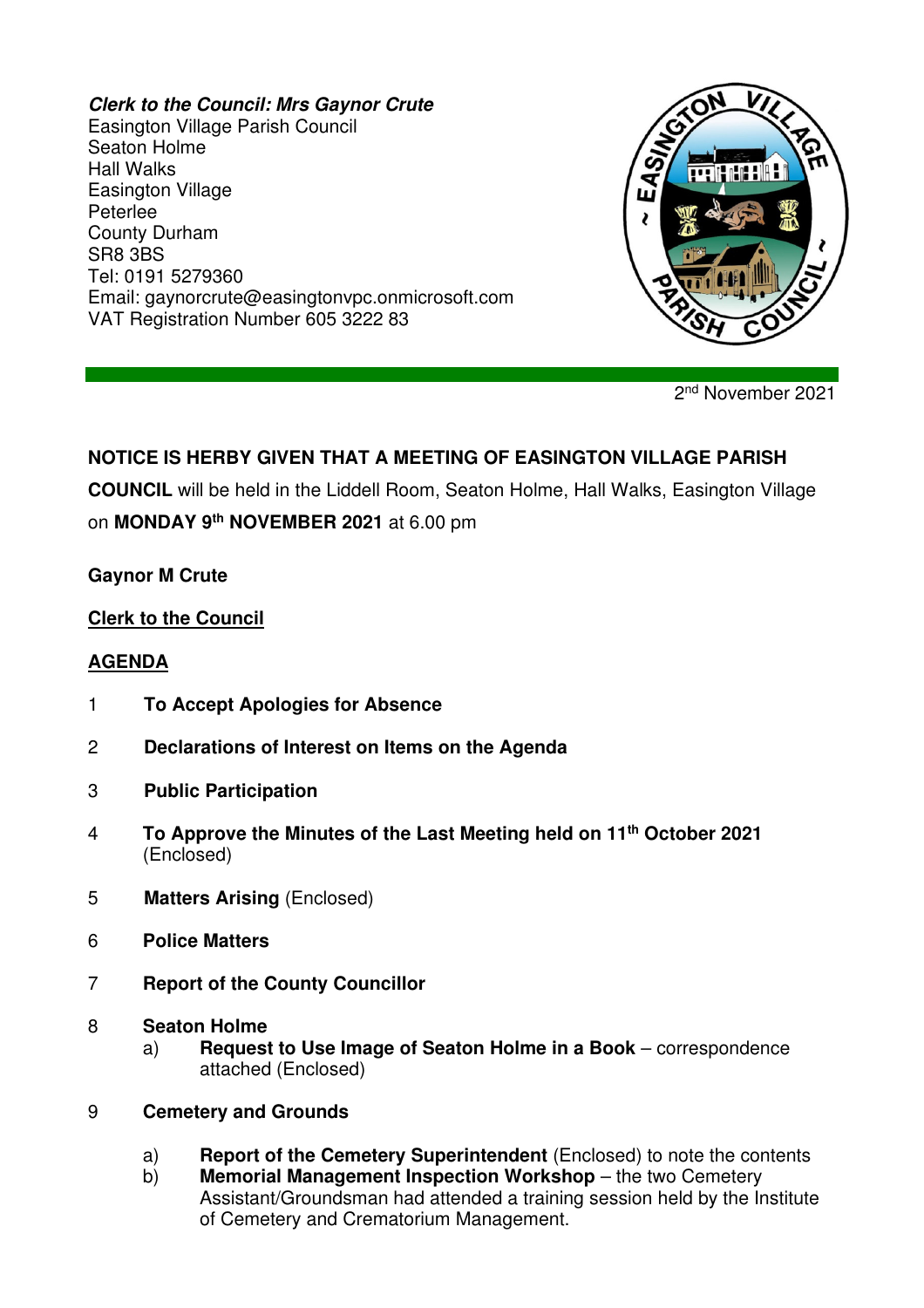***Clerk to the Council: Mrs Gaynor Crute***
Easington Village Parish Council
Seaton Holme
Hall Walks
Easington Village
Peterlee
County Durham
SR8 3BS
Tel: 0191 5279360
Email: gaynorcrute@easingtonvpc.onmicrosoft.com
VAT Registration Number 605 3222 83

2nd November 2021

**NOTICE IS HERBY GIVEN THAT A MEETING OF EASINGTON VILLAGE PARISH COUNCIL** will be held in the Liddell Room, Seaton Holme, Hall Walks, Easington Village on **MONDAY 9th NOVEMBER 2021** at 6.00 pm

**Gaynor M Crute**

**Clerk to the Council**

## AGENDA

1 **To Accept Apologies for Absence**

2 **Declarations of Interest on Items on the Agenda**

3 **Public Participation**

4 **To Approve the Minutes of the Last Meeting held on 11th October 2021** (Enclosed)

5 **Matters Arising** (Enclosed)

6 **Police Matters**

7 **Report of the County Councillor**

8 **Seaton Holme**
   a) **Request to Use Image of Seaton Holme in a Book** – correspondence attached (Enclosed)

9 **Cemetery and Grounds**
   a) **Report of the Cemetery Superintendent** (Enclosed) to note the contents
   b) **Memorial Management Inspection Workshop** – the two Cemetery Assistant/Groundsman had attended a training session held by the Institute of Cemetery and Crematorium Management.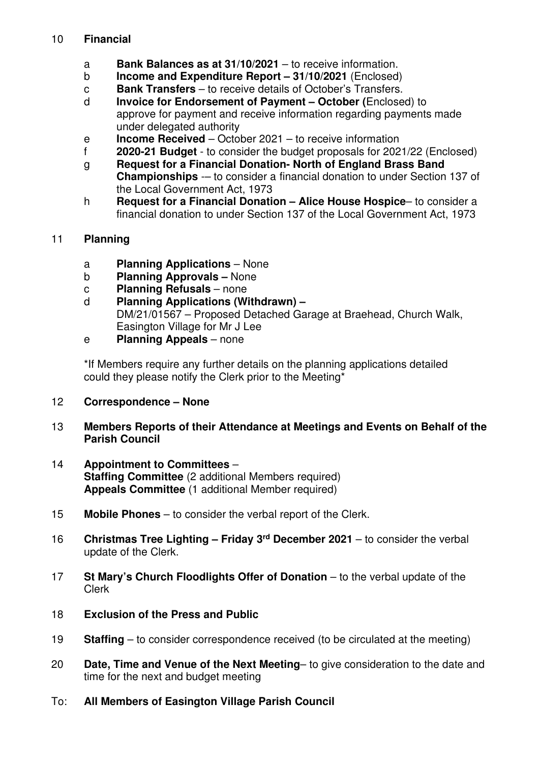10 **Financial**

- a **Bank Balances as at 31/10/2021** – to receive information.
- b **Income and Expenditure Report – 31/10/2021** (Enclosed)
- c **Bank Transfers** – to receive details of October's Transfers.
- d **Invoice for Endorsement of Payment – October (**Enclosed) to approve for payment and receive information regarding payments made under delegated authority
- e **Income Received** – October 2021 – to receive information
- f **2020-21 Budget** - to consider the budget proposals for 2021/22 (Enclosed)
- g **Request for a Financial Donation- North of England Brass Band Championships** -– to consider a financial donation to under Section 137 of the Local Government Act, 1973
- h **Request for a Financial Donation – Alice House Hospice**– to consider a financial donation to under Section 137 of the Local Government Act, 1973

11 **Planning**

- a **Planning Applications** – None
- b **Planning Approvals –** None
- c **Planning Refusals** – none
- d **Planning Applications (Withdrawn) –** DM/21/01567 – Proposed Detached Garage at Braehead, Church Walk, Easington Village for Mr J Lee
- e **Planning Appeals** – none

*If Members require any further details on the planning applications detailed could they please notify the Clerk prior to the Meeting*

12 **Correspondence – None**

13 **Members Reports of their Attendance at Meetings and Events on Behalf of the Parish Council**

14 **Appointment to Committees** –
**Staffing Committee** (2 additional Members required)
**Appeals Committee** (1 additional Member required)

15 **Mobile Phones** – to consider the verbal report of the Clerk.

16 **Christmas Tree Lighting – Friday 3rd December 2021** – to consider the verbal update of the Clerk.

17 **St Mary's Church Floodlights Offer of Donation** – to the verbal update of the Clerk

18 **Exclusion of the Press and Public**

19 **Staffing** – to consider correspondence received (to be circulated at the meeting)

20 **Date, Time and Venue of the Next Meeting**– to give consideration to the date and time for the next and budget meeting

To: **All Members of Easington Village Parish Council**